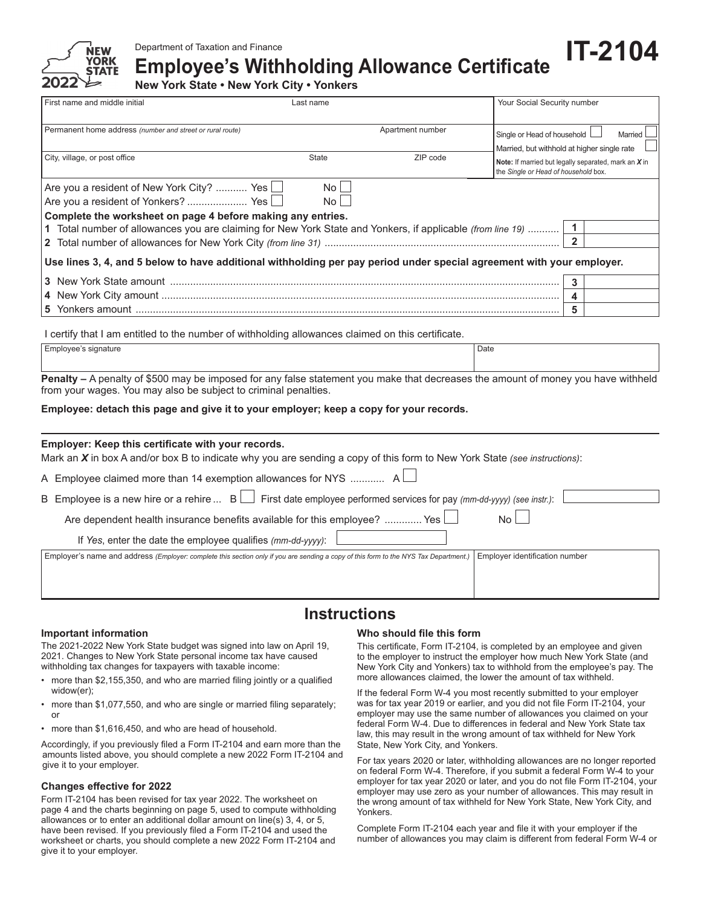2022

Department of Taxation and Finance

# Employee's Withholding Allowance Certificate

# IT-2104

**New York State • New York City • Yonkers**

| First name and middle initial | Last name | | Your Social Security number |
|---|---|---|---|
| Permanent home address *(number and street or rural route)* | | Apartment number | Single or Head of household ☐ Married ☐ Married, but withhold at higher single rate ☐ |
| City, village, or post office | State | ZIP code | **Note:** If married but legally separated, mark an ***X*** in the *Single or Head of household* box. |

Are you a resident of New York City? ........... Yes ☐ No ☐

Are you a resident of Yonkers? ..................... Yes ☐ No ☐

**Complete the worksheet on page 4 before making any entries.**

**1** Total number of allowances you are claiming for New York State and Yonkers, if applicable *(from line 19)* .......... **1**

**2** Total number of allowances for New York City *(from line 31)* .......... **2**

**Use lines 3, 4, and 5 below to have additional withholding per pay period under special agreement with your employer.**

**3** New York State amount .......... **3**

**4** New York City amount .......... **4**

**5** Yonkers amount .......... **5**

I certify that I am entitled to the number of withholding allowances claimed on this certificate.

| Employee's signature | Date |
|---|---|
| | |

**Penalty –** A penalty of $500 may be imposed for any false statement you make that decreases the amount of money you have withheld from your wages. You may also be subject to criminal penalties.

**Employee: detach this page and give it to your employer; keep a copy for your records.**

---

**Employer: Keep this certificate with your records.**

Mark an ***X*** in box A and/or box B to indicate why you are sending a copy of this form to New York State *(see instructions)*:

A Employee claimed more than 14 exemption allowances for NYS ............ A ☐

B Employee is a new hire or a rehire ... B ☐ First date employee performed services for pay *(mm-dd-yyyy) (see instr.)*:

Are dependent health insurance benefits available for this employee? ............ Yes ☐ No ☐

If *Yes*, enter the date the employee qualifies *(mm-dd-yyyy)*:

| Employer's name and address *(Employer: complete this section only if you are sending a copy of this form to the NYS Tax Department.)* | Employer identification number |
|---|---|
| | |

# Instructions

### Important information

The 2021-2022 New York State budget was signed into law on April 19, 2021. Changes to New York State personal income tax have caused withholding tax changes for taxpayers with taxable income:

- more than $2,155,350, and who are married filing jointly or a qualified widow(er);
- more than $1,077,550, and who are single or married filing separately; or
- more than $1,616,450, and who are head of household.

Accordingly, if you previously filed a Form IT-2104 and earn more than the amounts listed above, you should complete a new 2022 Form IT-2104 and give it to your employer.

### Changes effective for 2022

Form IT-2104 has been revised for tax year 2022. The worksheet on page 4 and the charts beginning on page 5, used to compute withholding allowances or to enter an additional dollar amount on line(s) 3, 4, or 5, have been revised. If you previously filed a Form IT-2104 and used the worksheet or charts, you should complete a new 2022 Form IT-2104 and give it to your employer.

### Who should file this form

This certificate, Form IT-2104, is completed by an employee and given to the employer to instruct the employer how much New York State (and New York City and Yonkers) tax to withhold from the employee's pay. The more allowances claimed, the lower the amount of tax withheld.

If the federal Form W-4 you most recently submitted to your employer was for tax year 2019 or earlier, and you did not file Form IT-2104, your employer may use the same number of allowances you claimed on your federal Form W-4. Due to differences in federal and New York State tax law, this may result in the wrong amount of tax withheld for New York State, New York City, and Yonkers.

For tax years 2020 or later, withholding allowances are no longer reported on federal Form W-4. Therefore, if you submit a federal Form W-4 to your employer for tax year 2020 or later, and you do not file Form IT-2104, your employer may use zero as your number of allowances. This may result in the wrong amount of tax withheld for New York State, New York City, and Yonkers.

Complete Form IT-2104 each year and file it with your employer if the number of allowances you may claim is different from federal Form W-4 or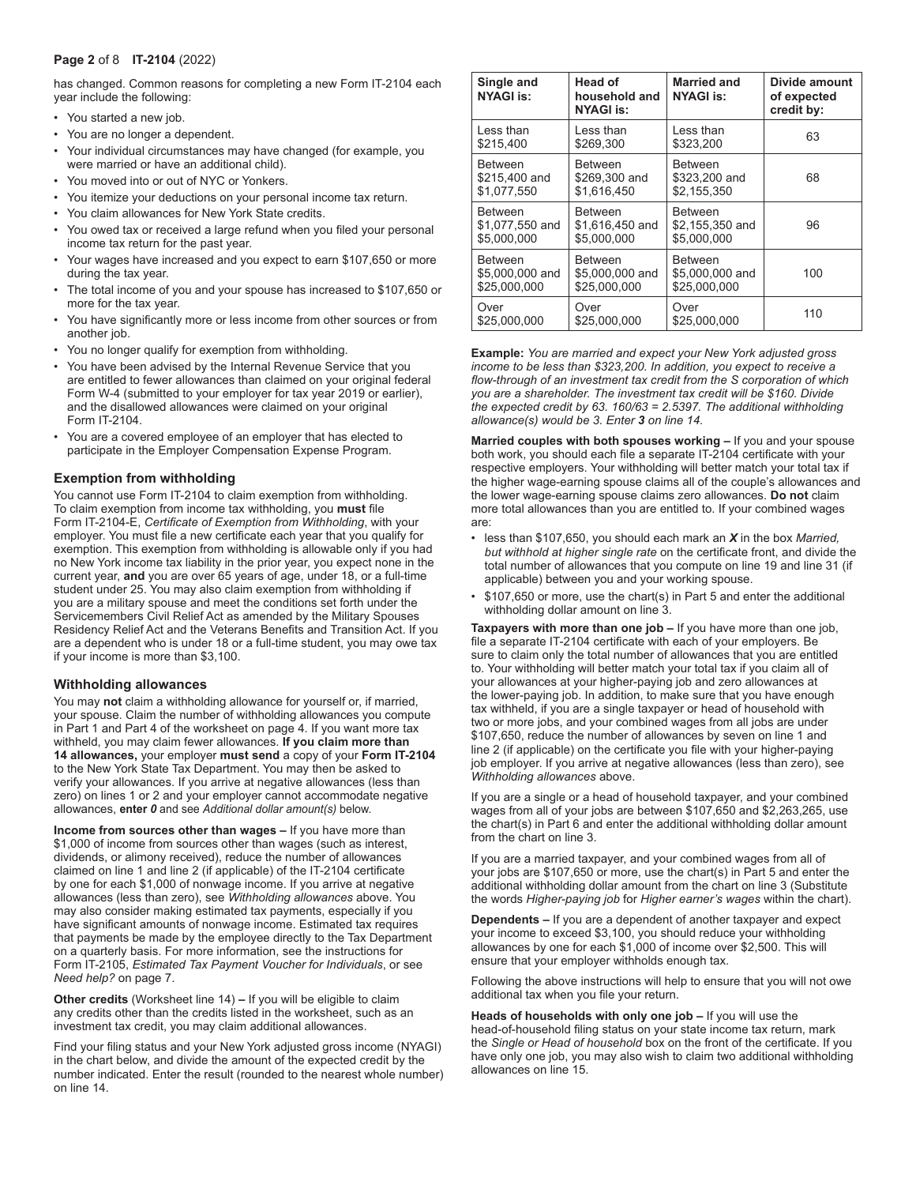has changed. Common reasons for completing a new Form IT-2104 each year include the following:

- You started a new job.
- You are no longer a dependent.
- Your individual circumstances may have changed (for example, you were married or have an additional child).
- You moved into or out of NYC or Yonkers.
- You itemize your deductions on your personal income tax return.
- You claim allowances for New York State credits.
- You owed tax or received a large refund when you filed your personal income tax return for the past year.
- Your wages have increased and you expect to earn $107,650 or more during the tax year.
- The total income of you and your spouse has increased to $107,650 or more for the tax year.
- You have significantly more or less income from other sources or from another job.
- You no longer qualify for exemption from withholding.
- You have been advised by the Internal Revenue Service that you are entitled to fewer allowances than claimed on your original federal Form W-4 (submitted to your employer for tax year 2019 or earlier), and the disallowed allowances were claimed on your original Form IT-2104.
- You are a covered employee of an employer that has elected to participate in the Employer Compensation Expense Program.

### Exemption from withholding

You cannot use Form IT-2104 to claim exemption from withholding. To claim exemption from income tax withholding, you **must** file Form IT-2104-E, *Certificate of Exemption from Withholding*, with your employer. You must file a new certificate each year that you qualify for exemption. This exemption from withholding is allowable only if you had no New York income tax liability in the prior year, you expect none in the current year, **and** you are over 65 years of age, under 18, or a full-time student under 25. You may also claim exemption from withholding if you are a military spouse and meet the conditions set forth under the Servicemembers Civil Relief Act as amended by the Military Spouses Residency Relief Act and the Veterans Benefits and Transition Act. If you are a dependent who is under 18 or a full-time student, you may owe tax if your income is more than $3,100.

### Withholding allowances

You may **not** claim a withholding allowance for yourself or, if married, your spouse. Claim the number of withholding allowances you compute in Part 1 and Part 4 of the worksheet on page 4. If you want more tax withheld, you may claim fewer allowances. **If you claim more than 14 allowances,** your employer **must send** a copy of your **Form IT-2104** to the New York State Tax Department. You may then be asked to verify your allowances. If you arrive at negative allowances (less than zero) on lines 1 or 2 and your employer cannot accommodate negative allowances, **enter *0*** and see *Additional dollar amount(s)* below.

**Income from sources other than wages –** If you have more than $1,000 of income from sources other than wages (such as interest, dividends, or alimony received), reduce the number of allowances claimed on line 1 and line 2 (if applicable) of the IT-2104 certificate by one for each $1,000 of nonwage income. If you arrive at negative allowances (less than zero), see *Withholding allowances* above. You may also consider making estimated tax payments, especially if you have significant amounts of nonwage income. Estimated tax requires that payments be made by the employee directly to the Tax Department on a quarterly basis. For more information, see the instructions for Form IT-2105, *Estimated Tax Payment Voucher for Individuals*, or see *Need help?* on page 7.

**Other credits** (Worksheet line 14) **–** If you will be eligible to claim any credits other than the credits listed in the worksheet, such as an investment tax credit, you may claim additional allowances.

Find your filing status and your New York adjusted gross income (NYAGI) in the chart below, and divide the amount of the expected credit by the number indicated. Enter the result (rounded to the nearest whole number) on line 14.

| Single and NYAGI is: | Head of household and NYAGI is: | Married and NYAGI is: | Divide amount of expected credit by: |
|---|---|---|---|
| Less than $215,400 | Less than $269,300 | Less than $323,200 | 63 |
| Between $215,400 and $1,077,550 | Between $269,300 and $1,616,450 | Between $323,200 and $2,155,350 | 68 |
| Between $1,077,550 and $5,000,000 | Between $1,616,450 and $5,000,000 | Between $2,155,350 and $5,000,000 | 96 |
| Between $5,000,000 and $25,000,000 | Between $5,000,000 and $25,000,000 | Between $5,000,000 and $25,000,000 | 100 |
| Over $25,000,000 | Over $25,000,000 | Over $25,000,000 | 110 |

**Example:** *You are married and expect your New York adjusted gross income to be less than $323,200. In addition, you expect to receive a flow-through of an investment tax credit from the S corporation of which you are a shareholder. The investment tax credit will be $160. Divide the expected credit by 63. 160/63 = 2.5397. The additional withholding allowance(s) would be 3. Enter **3** on line 14.*

**Married couples with both spouses working –** If you and your spouse both work, you should each file a separate IT-2104 certificate with your respective employers. Your withholding will better match your total tax if the higher wage-earning spouse claims all of the couple's allowances and the lower wage-earning spouse claims zero allowances. **Do not** claim more total allowances than you are entitled to. If your combined wages are:

- less than $107,650, you should each mark an ***X*** in the box *Married, but withhold at higher single rate* on the certificate front, and divide the total number of allowances that you compute on line 19 and line 31 (if applicable) between you and your working spouse.
- $107,650 or more, use the chart(s) in Part 5 and enter the additional withholding dollar amount on line 3.

**Taxpayers with more than one job –** If you have more than one job, file a separate IT-2104 certificate with each of your employers. Be sure to claim only the total number of allowances that you are entitled to. Your withholding will better match your total tax if you claim all of your allowances at your higher-paying job and zero allowances at the lower-paying job. In addition, to make sure that you have enough tax withheld, if you are a single taxpayer or head of household with two or more jobs, and your combined wages from all jobs are under $107,650, reduce the number of allowances by seven on line 1 and line 2 (if applicable) on the certificate you file with your higher-paying job employer. If you arrive at negative allowances (less than zero), see *Withholding allowances* above.

If you are a single or a head of household taxpayer, and your combined wages from all of your jobs are between $107,650 and $2,263,265, use the chart(s) in Part 6 and enter the additional withholding dollar amount from the chart on line 3.

If you are a married taxpayer, and your combined wages from all of your jobs are $107,650 or more, use the chart(s) in Part 5 and enter the additional withholding dollar amount from the chart on line 3 (Substitute the words *Higher-paying job* for *Higher earner's wages* within the chart).

**Dependents –** If you are a dependent of another taxpayer and expect your income to exceed $3,100, you should reduce your withholding allowances by one for each $1,000 of income over $2,500. This will ensure that your employer withholds enough tax.

Following the above instructions will help to ensure that you will not owe additional tax when you file your return.

**Heads of households with only one job –** If you will use the head-of-household filing status on your state income tax return, mark the *Single or Head of household* box on the front of the certificate. If you have only one job, you may also wish to claim two additional withholding allowances on line 15.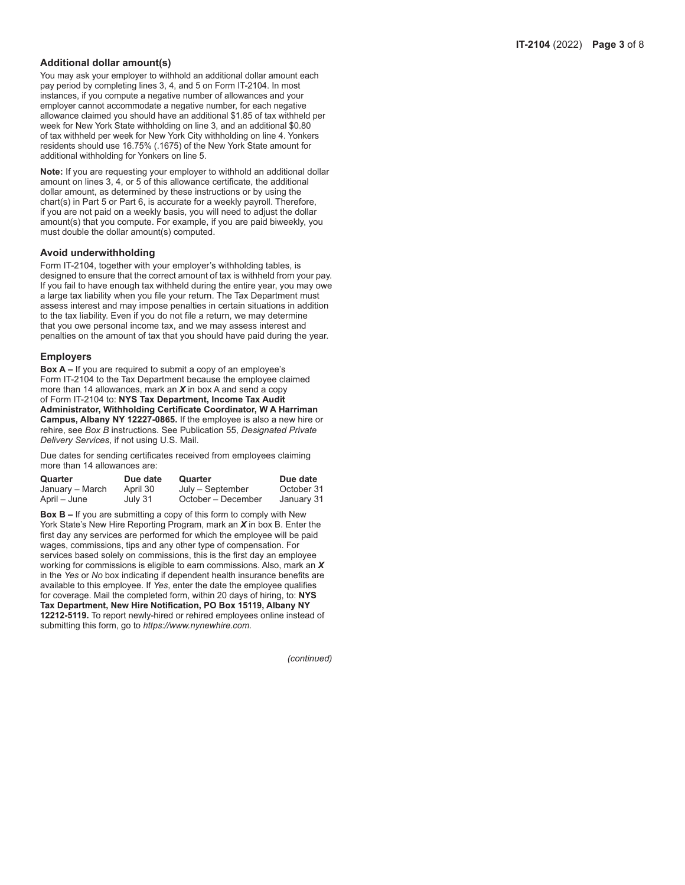### Additional dollar amount(s)

You may ask your employer to withhold an additional dollar amount each pay period by completing lines 3, 4, and 5 on Form IT-2104. In most instances, if you compute a negative number of allowances and your employer cannot accommodate a negative number, for each negative allowance claimed you should have an additional $1.85 of tax withheld per week for New York State withholding on line 3, and an additional $0.80 of tax withheld per week for New York City withholding on line 4. Yonkers residents should use 16.75% (.1675) of the New York State amount for additional withholding for Yonkers on line 5.

**Note:** If you are requesting your employer to withhold an additional dollar amount on lines 3, 4, or 5 of this allowance certificate, the additional dollar amount, as determined by these instructions or by using the chart(s) in Part 5 or Part 6, is accurate for a weekly payroll. Therefore, if you are not paid on a weekly basis, you will need to adjust the dollar amount(s) that you compute. For example, if you are paid biweekly, you must double the dollar amount(s) computed.

### Avoid underwithholding

Form IT-2104, together with your employer's withholding tables, is designed to ensure that the correct amount of tax is withheld from your pay. If you fail to have enough tax withheld during the entire year, you may owe a large tax liability when you file your return. The Tax Department must assess interest and may impose penalties in certain situations in addition to the tax liability. Even if you do not file a return, we may determine that you owe personal income tax, and we may assess interest and penalties on the amount of tax that you should have paid during the year.

### Employers

**Box A –** If you are required to submit a copy of an employee's Form IT-2104 to the Tax Department because the employee claimed more than 14 allowances, mark an ***X*** in box A and send a copy of Form IT-2104 to: **NYS Tax Department, Income Tax Audit Administrator, Withholding Certificate Coordinator, W A Harriman Campus, Albany NY 12227-0865.** If the employee is also a new hire or rehire, see *Box B* instructions. See Publication 55, *Designated Private Delivery Services*, if not using U.S. Mail.

Due dates for sending certificates received from employees claiming more than 14 allowances are:

| Quarter | Due date | Quarter | Due date |
|---|---|---|---|
| January – March | April 30 | July – September | October 31 |
| April – June | July 31 | October – December | January 31 |

**Box B –** If you are submitting a copy of this form to comply with New York State's New Hire Reporting Program, mark an ***X*** in box B. Enter the first day any services are performed for which the employee will be paid wages, commissions, tips and any other type of compensation. For services based solely on commissions, this is the first day an employee working for commissions is eligible to earn commissions. Also, mark an ***X*** in the *Yes* or *No* box indicating if dependent health insurance benefits are available to this employee. If *Yes*, enter the date the employee qualifies for coverage. Mail the completed form, within 20 days of hiring, to: **NYS Tax Department, New Hire Notification, PO Box 15119, Albany NY 12212-5119.** To report newly-hired or rehired employees online instead of submitting this form, go to *https://www.nynewhire.com.*

*(continued)*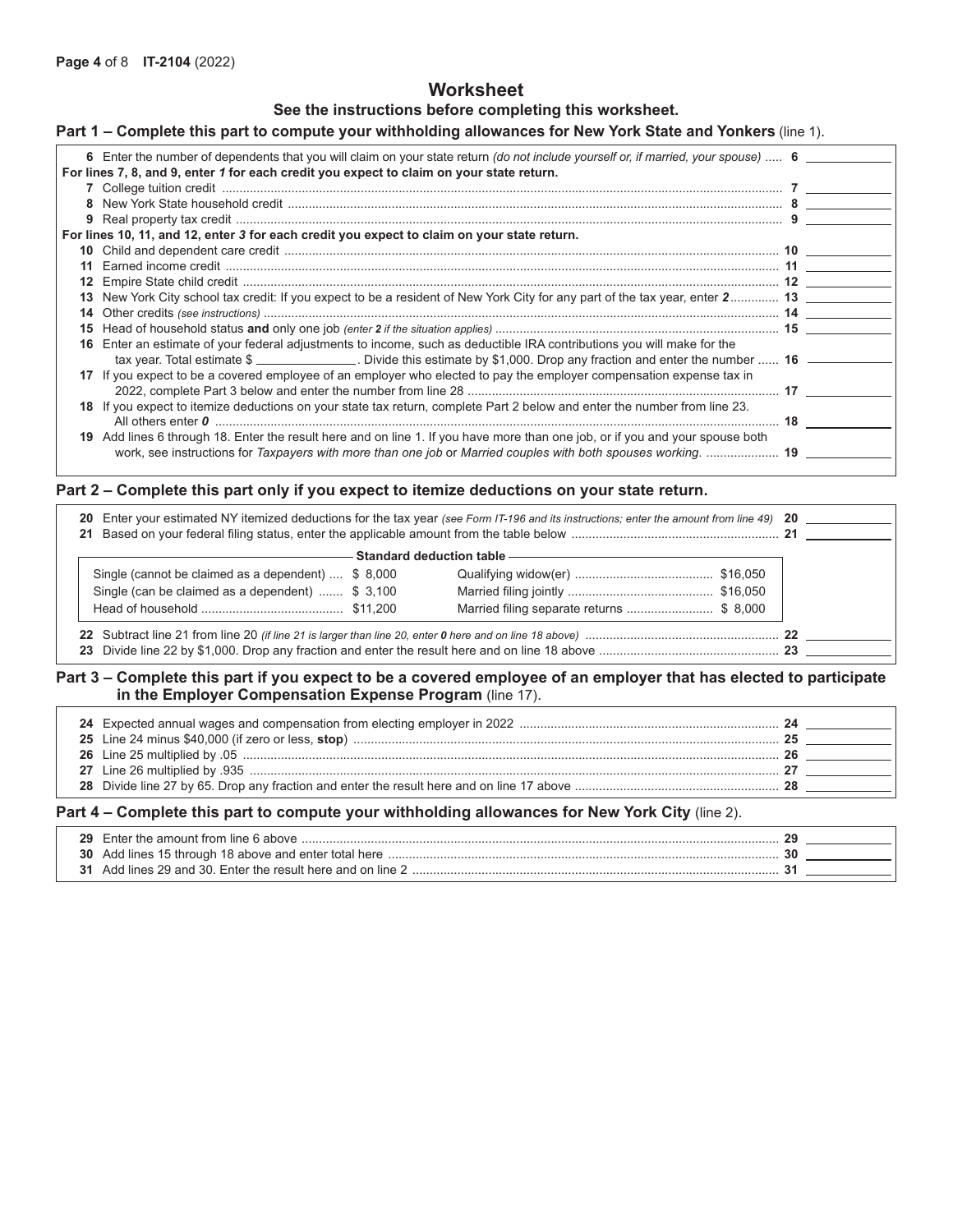# Worksheet

**See the instructions before completing this worksheet.**

## Part 1 – Complete this part to compute your withholding allowances for New York State and Yonkers (line 1).

**6** Enter the number of dependents that you will claim on your state return *(do not include yourself or, if married, your spouse)* ..... **6** ______

**For lines 7, 8, and 9, enter *1* for each credit you expect to claim on your state return.**

**7** College tuition credit ..... **7** ______

**8** New York State household credit ..... **8** ______

**9** Real property tax credit ..... **9** ______

**For lines 10, 11, and 12, enter *3* for each credit you expect to claim on your state return.**

**10** Child and dependent care credit ..... **10** ______

**11** Earned income credit ..... **11** ______

**12** Empire State child credit ..... **12** ______

**13** New York City school tax credit: If you expect to be a resident of New York City for any part of the tax year, enter ***2*** ..... **13** ______

**14** Other credits *(see instructions)* ..... **14** ______

**15** Head of household status **and** only one job *(enter **2** if the situation applies)* ..... **15** ______

**16** Enter an estimate of your federal adjustments to income, such as deductible IRA contributions you will make for the tax year. Total estimate $ ______. Divide this estimate by $1,000. Drop any fraction and enter the number ..... **16** ______

**17** If you expect to be a covered employee of an employer who elected to pay the employer compensation expense tax in 2022, complete Part 3 below and enter the number from line 28 ..... **17** ______

**18** If you expect to itemize deductions on your state tax return, complete Part 2 below and enter the number from line 23. All others enter ***0*** ..... **18** ______

**19** Add lines 6 through 18. Enter the result here and on line 1. If you have more than one job, or if you and your spouse both work, see instructions for *Taxpayers with more than one job* or *Married couples with both spouses working*. ..... **19** ______

## Part 2 – Complete this part only if you expect to itemize deductions on your state return.

**20** Enter your estimated NY itemized deductions for the tax year *(see Form IT-196 and its instructions; enter the amount from line 49)* **20** ______

**21** Based on your federal filing status, enter the applicable amount from the table below ..... **21** ______

**Standard deduction table**

| Filing status | Amount | Filing status | Amount |
|---|---|---|---|
| Single (cannot be claimed as a dependent) | $ 8,000 | Qualifying widow(er) | $16,050 |
| Single (can be claimed as a dependent) | $ 3,100 | Married filing jointly | $16,050 |
| Head of household | $11,200 | Married filing separate returns | $ 8,000 |

**22** Subtract line 21 from line 20 *(if line 21 is larger than line 20, enter **0** here and on line 18 above)* ..... **22** ______

**23** Divide line 22 by $1,000. Drop any fraction and enter the result here and on line 18 above ..... **23** ______

## Part 3 – Complete this part if you expect to be a covered employee of an employer that has elected to participate in the Employer Compensation Expense Program (line 17).

**24** Expected annual wages and compensation from electing employer in 2022 ..... **24** ______

**25** Line 24 minus $40,000 (if zero or less, **stop**) ..... **25** ______

**26** Line 25 multiplied by .05 ..... **26** ______

**27** Line 26 multiplied by .935 ..... **27** ______

**28** Divide line 27 by 65. Drop any fraction and enter the result here and on line 17 above ..... **28** ______

## Part 4 – Complete this part to compute your withholding allowances for New York City (line 2).

**29** Enter the amount from line 6 above ..... **29** ______

**30** Add lines 15 through 18 above and enter total here ..... **30** ______

**31** Add lines 29 and 30. Enter the result here and on line 2 ..... **31** ______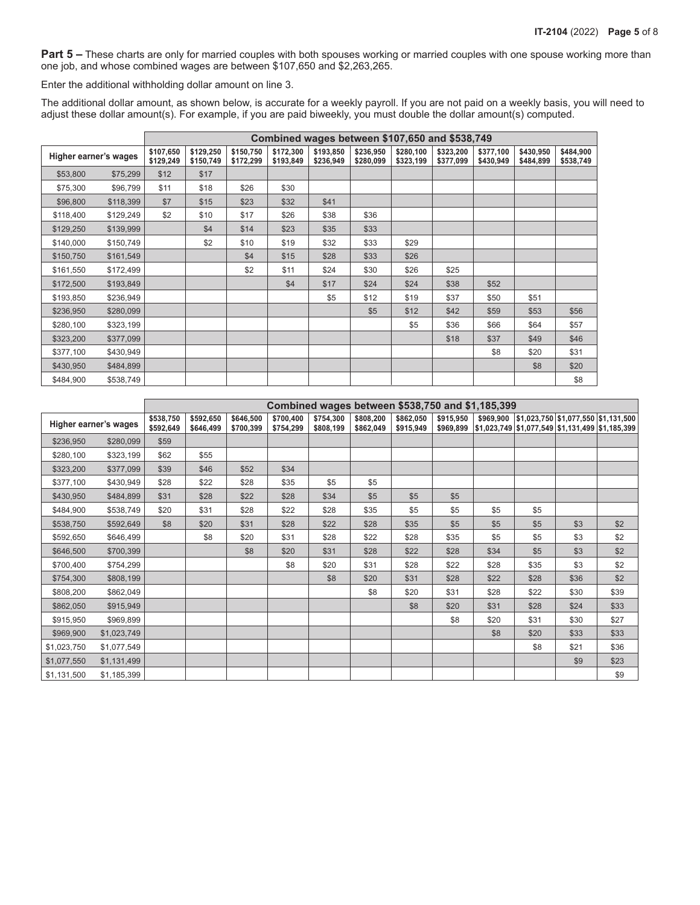**Part 5 –** These charts are only for married couples with both spouses working or married couples with one spouse working more than one job, and whose combined wages are between $107,650 and $2,263,265.

Enter the additional withholding dollar amount on line 3.

The additional dollar amount, as shown below, is accurate for a weekly payroll. If you are not paid on a weekly basis, you will need to adjust these dollar amount(s). For example, if you are paid biweekly, you must double the dollar amount(s) computed.

| Higher earner's wages | | Combined wages between $107,650 and $538,749 | | | | | | | | | | |
|---|---|---|---|---|---|---|---|---|---|---|---|---|
| | | $107,650 $129,249 | $129,250 $150,749 | $150,750 $172,299 | $172,300 $193,849 | $193,850 $236,949 | $236,950 $280,099 | $280,100 $323,199 | $323,200 $377,099 | $377,100 $430,949 | $430,950 $484,899 | $484,900 $538,749 |
| $53,800 | $75,299 | $12 | $17 | | | | | | | | | |
| $75,300 | $96,799 | $11 | $18 | $26 | $30 | | | | | | | |
| $96,800 | $118,399 | $7 | $15 | $23 | $32 | $41 | | | | | | |
| $118,400 | $129,249 | $2 | $10 | $17 | $26 | $38 | $36 | | | | | |
| $129,250 | $139,999 | | $4 | $14 | $23 | $35 | $33 | | | | | |
| $140,000 | $150,749 | | $2 | $10 | $19 | $32 | $33 | $29 | | | | |
| $150,750 | $161,549 | | | $4 | $15 | $28 | $33 | $26 | | | | |
| $161,550 | $172,499 | | | $2 | $11 | $24 | $30 | $26 | $25 | | | |
| $172,500 | $193,849 | | | | $4 | $17 | $24 | $24 | $38 | $52 | | |
| $193,850 | $236,949 | | | | | $5 | $12 | $19 | $37 | $50 | $51 | |
| $236,950 | $280,099 | | | | | | $5 | $12 | $42 | $59 | $53 | $56 |
| $280,100 | $323,199 | | | | | | | $5 | $36 | $66 | $64 | $57 |
| $323,200 | $377,099 | | | | | | | | $18 | $37 | $49 | $46 |
| $377,100 | $430,949 | | | | | | | | | $8 | $20 | $31 |
| $430,950 | $484,899 | | | | | | | | | | $8 | $20 |
| $484,900 | $538,749 | | | | | | | | | | | $8 |

| Higher earner's wages | | Combined wages between $538,750 and $1,185,399 | | | | | | | | | | | |
|---|---|---|---|---|---|---|---|---|---|---|---|---|---|
| | | $538,750 $592,649 | $592,650 $646,499 | $646,500 $700,399 | $700,400 $754,299 | $754,300 $808,199 | $808,200 $862,049 | $862,050 $915,949 | $915,950 $969,899 | $969,900 $1,023,749 | $1,023,750 $1,077,549 | $1,077,550 $1,131,499 | $1,131,500 $1,185,399 |
| $236,950 | $280,099 | $59 | | | | | | | | | | | |
| $280,100 | $323,199 | $62 | $55 | | | | | | | | | | |
| $323,200 | $377,099 | $39 | $46 | $52 | $34 | | | | | | | | |
| $377,100 | $430,949 | $28 | $22 | $28 | $35 | $5 | $5 | | | | | | |
| $430,950 | $484,899 | $31 | $28 | $22 | $28 | $34 | $5 | $5 | $5 | | | | |
| $484,900 | $538,749 | $20 | $31 | $28 | $22 | $28 | $35 | $5 | $5 | $5 | $5 | | |
| $538,750 | $592,649 | $8 | $20 | $31 | $28 | $22 | $28 | $35 | $5 | $5 | $5 | $3 | $2 |
| $592,650 | $646,499 | | $8 | $20 | $31 | $28 | $22 | $28 | $35 | $5 | $5 | $3 | $2 |
| $646,500 | $700,399 | | | $8 | $20 | $31 | $28 | $22 | $28 | $34 | $5 | $3 | $2 |
| $700,400 | $754,299 | | | | $8 | $20 | $31 | $28 | $22 | $28 | $35 | $3 | $2 |
| $754,300 | $808,199 | | | | | $8 | $20 | $31 | $28 | $22 | $28 | $36 | $2 |
| $808,200 | $862,049 | | | | | | $8 | $20 | $31 | $28 | $22 | $30 | $39 |
| $862,050 | $915,949 | | | | | | | $8 | $20 | $31 | $28 | $24 | $33 |
| $915,950 | $969,899 | | | | | | | | $8 | $20 | $31 | $30 | $27 |
| $969,900 | $1,023,749 | | | | | | | | | $8 | $20 | $33 | $33 |
| $1,023,750 | $1,077,549 | | | | | | | | | | $8 | $21 | $36 |
| $1,077,550 | $1,131,499 | | | | | | | | | | | $9 | $23 |
| $1,131,500 | $1,185,399 | | | | | | | | | | | | $9 |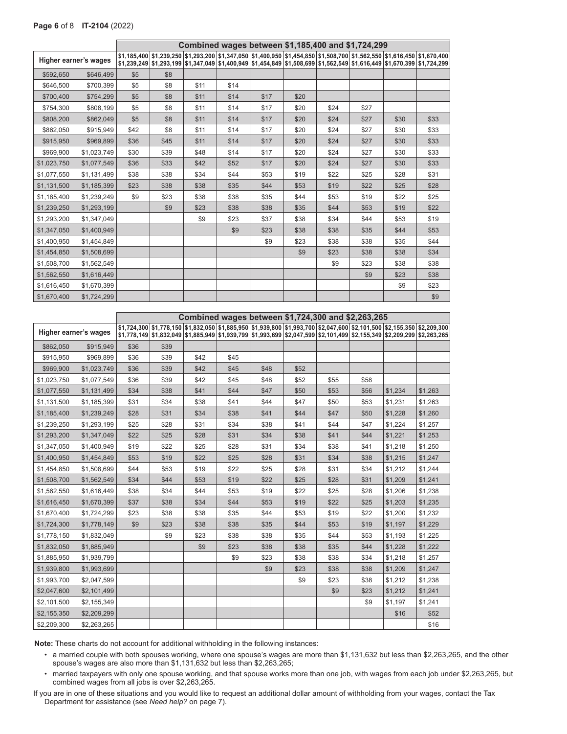| Higher earner's wages | | Combined wages between $1,185,400 and $1,724,299 | | | | | | | | | |
|---|---|---|---|---|---|---|---|---|---|---|---|
| | | $1,185,400 $1,239,249 | $1,239,250 $1,293,199 | $1,293,200 $1,347,049 | $1,347,050 $1,400,949 | $1,400,950 $1,454,849 | $1,454,850 $1,508,699 | $1,508,700 $1,562,549 | $1,562,550 $1,616,449 | $1,616,450 $1,670,399 | $1,670,400 $1,724,299 |
| $592,650 | $646,499 | $5 | $8 | | | | | | | | |
| $646,500 | $700,399 | $5 | $8 | $11 | $14 | | | | | | |
| $700,400 | $754,299 | $5 | $8 | $11 | $14 | $17 | $20 | | | | |
| $754,300 | $808,199 | $5 | $8 | $11 | $14 | $17 | $20 | $24 | $27 | | |
| $808,200 | $862,049 | $5 | $8 | $11 | $14 | $17 | $20 | $24 | $27 | $30 | $33 |
| $862,050 | $915,949 | $42 | $8 | $11 | $14 | $17 | $20 | $24 | $27 | $30 | $33 |
| $915,950 | $969,899 | $36 | $45 | $11 | $14 | $17 | $20 | $24 | $27 | $30 | $33 |
| $969,900 | $1,023,749 | $30 | $39 | $48 | $14 | $17 | $20 | $24 | $27 | $30 | $33 |
| $1,023,750 | $1,077,549 | $36 | $33 | $42 | $52 | $17 | $20 | $24 | $27 | $30 | $33 |
| $1,077,550 | $1,131,499 | $38 | $38 | $34 | $44 | $53 | $19 | $22 | $25 | $28 | $31 |
| $1,131,500 | $1,185,399 | $23 | $38 | $38 | $35 | $44 | $53 | $19 | $22 | $25 | $28 |
| $1,185,400 | $1,239,249 | $9 | $23 | $38 | $38 | $35 | $44 | $53 | $19 | $22 | $25 |
| $1,239,250 | $1,293,199 | | $9 | $23 | $38 | $38 | $35 | $44 | $53 | $19 | $22 |
| $1,293,200 | $1,347,049 | | | $9 | $23 | $37 | $38 | $34 | $44 | $53 | $19 |
| $1,347,050 | $1,400,949 | | | | $9 | $23 | $38 | $38 | $35 | $44 | $53 |
| $1,400,950 | $1,454,849 | | | | | $9 | $23 | $38 | $38 | $35 | $44 |
| $1,454,850 | $1,508,699 | | | | | | $9 | $23 | $38 | $38 | $34 |
| $1,508,700 | $1,562,549 | | | | | | | $9 | $23 | $38 | $38 |
| $1,562,550 | $1,616,449 | | | | | | | | $9 | $23 | $38 |
| $1,616,450 | $1,670,399 | | | | | | | | | $9 | $23 |
| $1,670,400 | $1,724,299 | | | | | | | | | | $9 |

| Higher earner's wages | | Combined wages between $1,724,300 and $2,263,265 | | | | | | | | | |
|---|---|---|---|---|---|---|---|---|---|---|---|
| | | $1,724,300 $1,778,149 | $1,778,150 $1,832,049 | $1,832,050 $1,885,949 | $1,885,950 $1,939,799 | $1,939,800 $1,993,699 | $1,993,700 $2,047,599 | $2,047,600 $2,101,499 | $2,101,500 $2,155,349 | $2,155,350 $2,209,299 | $2,209,300 $2,263,265 |
| $862,050 | $915,949 | $36 | $39 | | | | | | | | |
| $915,950 | $969,899 | $36 | $39 | $42 | $45 | | | | | | |
| $969,900 | $1,023,749 | $36 | $39 | $42 | $45 | $48 | $52 | | | | |
| $1,023,750 | $1,077,549 | $36 | $39 | $42 | $45 | $48 | $52 | $55 | $58 | | |
| $1,077,550 | $1,131,499 | $34 | $38 | $41 | $44 | $47 | $50 | $53 | $56 | $1,234 | $1,263 |
| $1,131,500 | $1,185,399 | $31 | $34 | $38 | $41 | $44 | $47 | $50 | $53 | $1,231 | $1,263 |
| $1,185,400 | $1,239,249 | $28 | $31 | $34 | $38 | $41 | $44 | $47 | $50 | $1,228 | $1,260 |
| $1,239,250 | $1,293,199 | $25 | $28 | $31 | $34 | $38 | $41 | $44 | $47 | $1,224 | $1,257 |
| $1,293,200 | $1,347,049 | $22 | $25 | $28 | $31 | $34 | $38 | $41 | $44 | $1,221 | $1,253 |
| $1,347,050 | $1,400,949 | $19 | $22 | $25 | $28 | $31 | $34 | $38 | $41 | $1,218 | $1,250 |
| $1,400,950 | $1,454,849 | $53 | $19 | $22 | $25 | $28 | $31 | $34 | $38 | $1,215 | $1,247 |
| $1,454,850 | $1,508,699 | $44 | $53 | $19 | $22 | $25 | $28 | $31 | $34 | $1,212 | $1,244 |
| $1,508,700 | $1,562,549 | $34 | $44 | $53 | $19 | $22 | $25 | $28 | $31 | $1,209 | $1,241 |
| $1,562,550 | $1,616,449 | $38 | $34 | $44 | $53 | $19 | $22 | $25 | $28 | $1,206 | $1,238 |
| $1,616,450 | $1,670,399 | $37 | $38 | $34 | $44 | $53 | $19 | $22 | $25 | $1,203 | $1,235 |
| $1,670,400 | $1,724,299 | $23 | $38 | $38 | $35 | $44 | $53 | $19 | $22 | $1,200 | $1,232 |
| $1,724,300 | $1,778,149 | $9 | $23 | $38 | $38 | $35 | $44 | $53 | $19 | $1,197 | $1,229 |
| $1,778,150 | $1,832,049 | | $9 | $23 | $38 | $38 | $35 | $44 | $53 | $1,193 | $1,225 |
| $1,832,050 | $1,885,949 | | | $9 | $23 | $38 | $38 | $35 | $44 | $1,228 | $1,222 |
| $1,885,950 | $1,939,799 | | | | $9 | $23 | $38 | $38 | $34 | $1,218 | $1,257 |
| $1,939,800 | $1,993,699 | | | | | $9 | $23 | $38 | $38 | $1,209 | $1,247 |
| $1,993,700 | $2,047,599 | | | | | | $9 | $23 | $38 | $1,212 | $1,238 |
| $2,047,600 | $2,101,499 | | | | | | | $9 | $23 | $1,212 | $1,241 |
| $2,101,500 | $2,155,349 | | | | | | | | $9 | $1,197 | $1,241 |
| $2,155,350 | $2,209,299 | | | | | | | | | $16 | $52 |
| $2,209,300 | $2,263,265 | | | | | | | | | | $16 |

**Note:** These charts do not account for additional withholding in the following instances:

- a married couple with both spouses working, where one spouse's wages are more than $1,131,632 but less than $2,263,265, and the other spouse's wages are also more than $1,131,632 but less than $2,263,265;
- married taxpayers with only one spouse working, and that spouse works more than one job, with wages from each job under $2,263,265, but combined wages from all jobs is over $2,263,265.

If you are in one of these situations and you would like to request an additional dollar amount of withholding from your wages, contact the Tax Department for assistance (see *Need help?* on page 7).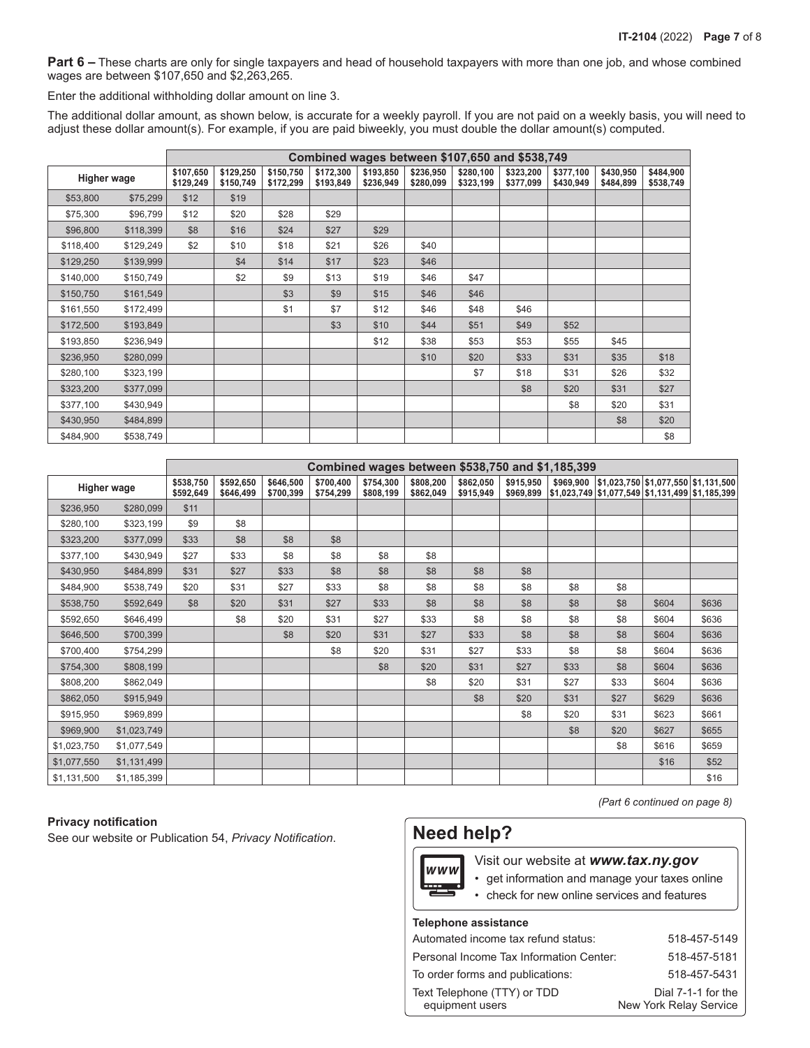**Part 6 –** These charts are only for single taxpayers and head of household taxpayers with more than one job, and whose combined wages are between $107,650 and $2,263,265.

Enter the additional withholding dollar amount on line 3.

The additional dollar amount, as shown below, is accurate for a weekly payroll. If you are not paid on a weekly basis, you will need to adjust these dollar amount(s). For example, if you are paid biweekly, you must double the dollar amount(s) computed.

| | | Combined wages between $107,650 and $538,749 | | | | | | | | | | |
|---|---|---|---|---|---|---|---|---|---|---|---|---|
| Higher wage | | $107,650 $129,249 | $129,250 $150,749 | $150,750 $172,299 | $172,300 $193,849 | $193,850 $236,949 | $236,950 $280,099 | $280,100 $323,199 | $323,200 $377,099 | $377,100 $430,949 | $430,950 $484,899 | $484,900 $538,749 |
| $53,800 | $75,299 | $12 | $19 | | | | | | | | | |
| $75,300 | $96,799 | $12 | $20 | $28 | $29 | | | | | | | |
| $96,800 | $118,399 | $8 | $16 | $24 | $27 | $29 | | | | | | |
| $118,400 | $129,249 | $2 | $10 | $18 | $21 | $26 | $40 | | | | | |
| $129,250 | $139,999 | | $4 | $14 | $17 | $23 | $46 | | | | | |
| $140,000 | $150,749 | | $2 | $9 | $13 | $19 | $46 | $47 | | | | |
| $150,750 | $161,549 | | | $3 | $9 | $15 | $46 | $46 | | | | |
| $161,550 | $172,499 | | | $1 | $7 | $12 | $46 | $48 | $46 | | | |
| $172,500 | $193,849 | | | | $3 | $10 | $44 | $51 | $49 | $52 | | |
| $193,850 | $236,949 | | | | | $12 | $38 | $53 | $53 | $55 | $45 | |
| $236,950 | $280,099 | | | | | | $10 | $20 | $33 | $31 | $35 | $18 |
| $280,100 | $323,199 | | | | | | | $7 | $18 | $31 | $26 | $32 |
| $323,200 | $377,099 | | | | | | | | $8 | $20 | $31 | $27 |
| $377,100 | $430,949 | | | | | | | | | $8 | $20 | $31 |
| $430,950 | $484,899 | | | | | | | | | | $8 | $20 |
| $484,900 | $538,749 | | | | | | | | | | | $8 |

| | | Combined wages between $538,750 and $1,185,399 | | | | | | | | | | | |
|---|---|---|---|---|---|---|---|---|---|---|---|---|---|
| Higher wage | | $538,750 $592,649 | $592,650 $646,499 | $646,500 $700,399 | $700,400 $754,299 | $754,300 $808,199 | $808,200 $862,049 | $862,050 $915,949 | $915,950 $969,899 | $969,900 $1,023,749 | $1,023,750 $1,077,549 | $1,077,550 $1,131,499 | $1,131,500 $1,185,399 |
| $236,950 | $280,099 | $11 | | | | | | | | | | | |
| $280,100 | $323,199 | $9 | $8 | | | | | | | | | | |
| $323,200 | $377,099 | $33 | $8 | $8 | $8 | | | | | | | | |
| $377,100 | $430,949 | $27 | $33 | $8 | $8 | $8 | $8 | | | | | | |
| $430,950 | $484,899 | $31 | $27 | $33 | $8 | $8 | $8 | $8 | $8 | | | | |
| $484,900 | $538,749 | $20 | $31 | $27 | $33 | $8 | $8 | $8 | $8 | $8 | $8 | | |
| $538,750 | $592,649 | $8 | $20 | $31 | $27 | $33 | $8 | $8 | $8 | $8 | $8 | $604 | $636 |
| $592,650 | $646,499 | | $8 | $20 | $31 | $27 | $33 | $8 | $8 | $8 | $8 | $604 | $636 |
| $646,500 | $700,399 | | | $8 | $20 | $31 | $27 | $33 | $8 | $8 | $8 | $604 | $636 |
| $700,400 | $754,299 | | | | $8 | $20 | $31 | $27 | $33 | $8 | $8 | $604 | $636 |
| $754,300 | $808,199 | | | | | $8 | $20 | $31 | $27 | $33 | $8 | $604 | $636 |
| $808,200 | $862,049 | | | | | | $8 | $20 | $31 | $27 | $33 | $604 | $636 |
| $862,050 | $915,949 | | | | | | | $8 | $20 | $31 | $27 | $629 | $636 |
| $915,950 | $969,899 | | | | | | | | $8 | $20 | $31 | $623 | $661 |
| $969,900 | $1,023,749 | | | | | | | | | $8 | $20 | $627 | $655 |
| $1,023,750 | $1,077,549 | | | | | | | | | | $8 | $616 | $659 |
| $1,077,550 | $1,131,499 | | | | | | | | | | | $16 | $52 |
| $1,131,500 | $1,185,399 | | | | | | | | | | | | $16 |

*(Part 6 continued on page 8)*

**Privacy notification**

See our website or Publication 54, *Privacy Notification*.

## Need help?

Visit our website at ***www.tax.ny.gov***

- get information and manage your taxes online
- check for new online services and features

**Telephone assistance**

| | |
|---|---|
| Automated income tax refund status: | 518-457-5149 |
| Personal Income Tax Information Center: | 518-457-5181 |
| To order forms and publications: | 518-457-5431 |
| Text Telephone (TTY) or TDD equipment users | Dial 7-1-1 for the New York Relay Service |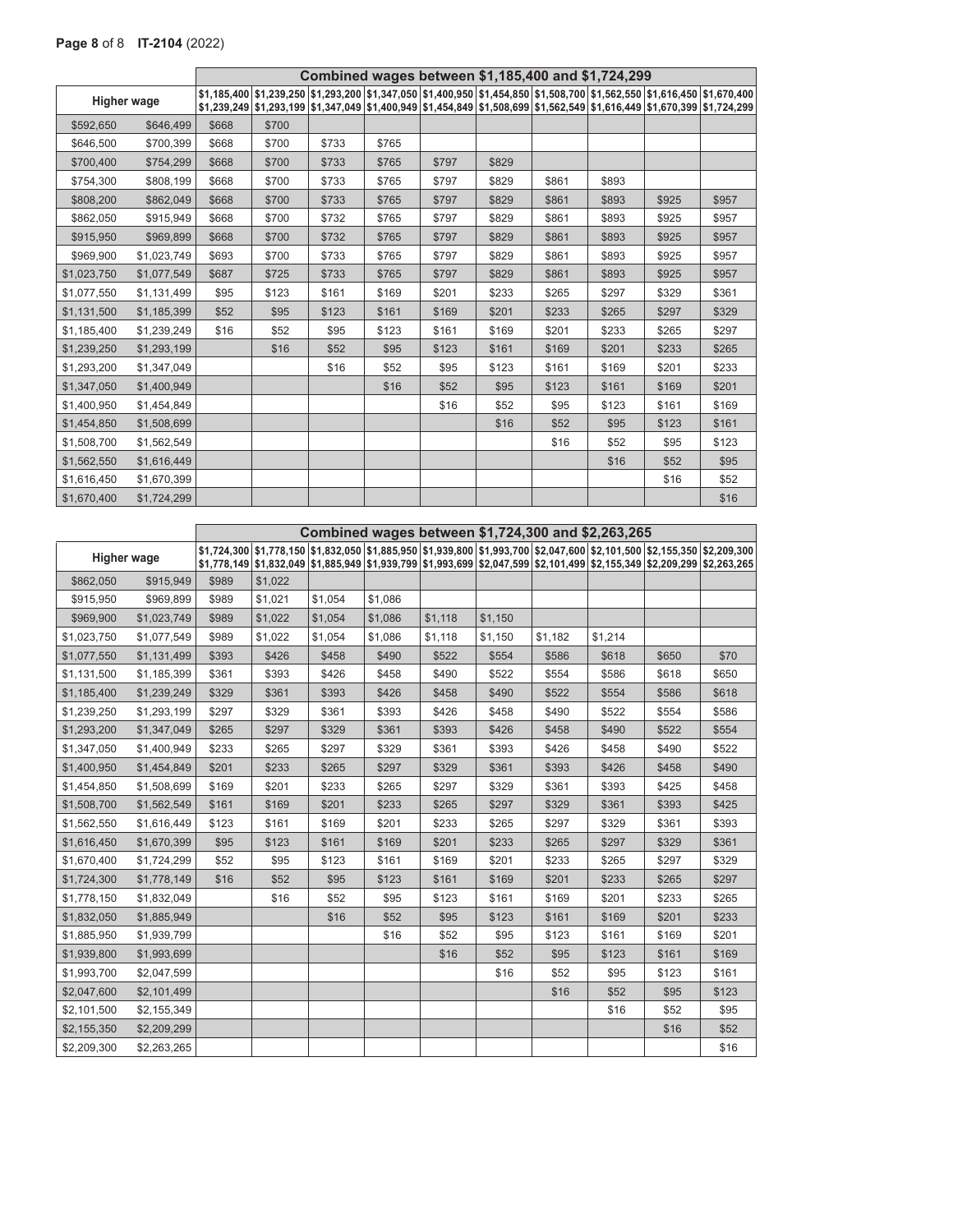| Higher wage | | Combined wages between $1,185,400 and $1,724,299 | | | | | | | | | |
|---|---|---|---|---|---|---|---|---|---|---|---|
| | | $1,185,400 $1,239,249 | $1,239,250 $1,293,199 | $1,293,200 $1,347,049 | $1,347,050 $1,400,949 | $1,400,950 $1,454,849 | $1,454,850 $1,508,699 | $1,508,700 $1,562,549 | $1,562,550 $1,616,449 | $1,616,450 $1,670,399 | $1,670,400 $1,724,299 |
| $592,650 | $646,499 | $668 | $700 | | | | | | | | |
| $646,500 | $700,399 | $668 | $700 | $733 | $765 | | | | | | |
| $700,400 | $754,299 | $668 | $700 | $733 | $765 | $797 | $829 | | | | |
| $754,300 | $808,199 | $668 | $700 | $733 | $765 | $797 | $829 | $861 | $893 | | |
| $808,200 | $862,049 | $668 | $700 | $733 | $765 | $797 | $829 | $861 | $893 | $925 | $957 |
| $862,050 | $915,949 | $668 | $700 | $732 | $765 | $797 | $829 | $861 | $893 | $925 | $957 |
| $915,950 | $969,899 | $668 | $700 | $732 | $765 | $797 | $829 | $861 | $893 | $925 | $957 |
| $969,900 | $1,023,749 | $693 | $700 | $733 | $765 | $797 | $829 | $861 | $893 | $925 | $957 |
| $1,023,750 | $1,077,549 | $687 | $725 | $733 | $765 | $797 | $829 | $861 | $893 | $925 | $957 |
| $1,077,550 | $1,131,499 | $95 | $123 | $161 | $169 | $201 | $233 | $265 | $297 | $329 | $361 |
| $1,131,500 | $1,185,399 | $52 | $95 | $123 | $161 | $169 | $201 | $233 | $265 | $297 | $329 |
| $1,185,400 | $1,239,249 | $16 | $52 | $95 | $123 | $161 | $169 | $201 | $233 | $265 | $297 |
| $1,239,250 | $1,293,199 | | $16 | $52 | $95 | $123 | $161 | $169 | $201 | $233 | $265 |
| $1,293,200 | $1,347,049 | | | $16 | $52 | $95 | $123 | $161 | $169 | $201 | $233 |
| $1,347,050 | $1,400,949 | | | | $16 | $52 | $95 | $123 | $161 | $169 | $201 |
| $1,400,950 | $1,454,849 | | | | | $16 | $52 | $95 | $123 | $161 | $169 |
| $1,454,850 | $1,508,699 | | | | | | $16 | $52 | $95 | $123 | $161 |
| $1,508,700 | $1,562,549 | | | | | | | $16 | $52 | $95 | $123 |
| $1,562,550 | $1,616,449 | | | | | | | | $16 | $52 | $95 |
| $1,616,450 | $1,670,399 | | | | | | | | | $16 | $52 |
| $1,670,400 | $1,724,299 | | | | | | | | | | $16 |

| Higher wage | | Combined wages between $1,724,300 and $2,263,265 | | | | | | | | | |
|---|---|---|---|---|---|---|---|---|---|---|---|
| | | $1,724,300 $1,778,149 | $1,778,150 $1,832,049 | $1,832,050 $1,885,949 | $1,885,950 $1,939,799 | $1,939,800 $1,993,699 | $1,993,700 $2,047,599 | $2,047,600 $2,101,499 | $2,101,500 $2,155,349 | $2,155,350 $2,209,299 | $2,209,300 $2,263,265 |
| $862,050 | $915,949 | $989 | $1,022 | | | | | | | | |
| $915,950 | $969,899 | $989 | $1,021 | $1,054 | $1,086 | | | | | | |
| $969,900 | $1,023,749 | $989 | $1,022 | $1,054 | $1,086 | $1,118 | $1,150 | | | | |
| $1,023,750 | $1,077,549 | $989 | $1,022 | $1,054 | $1,086 | $1,118 | $1,150 | $1,182 | $1,214 | | |
| $1,077,550 | $1,131,499 | $393 | $426 | $458 | $490 | $522 | $554 | $586 | $618 | $650 | $70 |
| $1,131,500 | $1,185,399 | $361 | $393 | $426 | $458 | $490 | $522 | $554 | $586 | $618 | $650 |
| $1,185,400 | $1,239,249 | $329 | $361 | $393 | $426 | $458 | $490 | $522 | $554 | $586 | $618 |
| $1,239,250 | $1,293,199 | $297 | $329 | $361 | $393 | $426 | $458 | $490 | $522 | $554 | $586 |
| $1,293,200 | $1,347,049 | $265 | $297 | $329 | $361 | $393 | $426 | $458 | $490 | $522 | $554 |
| $1,347,050 | $1,400,949 | $233 | $265 | $297 | $329 | $361 | $393 | $426 | $458 | $490 | $522 |
| $1,400,950 | $1,454,849 | $201 | $233 | $265 | $297 | $329 | $361 | $393 | $426 | $458 | $490 |
| $1,454,850 | $1,508,699 | $169 | $201 | $233 | $265 | $297 | $329 | $361 | $393 | $425 | $458 |
| $1,508,700 | $1,562,549 | $161 | $169 | $201 | $233 | $265 | $297 | $329 | $361 | $393 | $425 |
| $1,562,550 | $1,616,449 | $123 | $161 | $169 | $201 | $233 | $265 | $297 | $329 | $361 | $393 |
| $1,616,450 | $1,670,399 | $95 | $123 | $161 | $169 | $201 | $233 | $265 | $297 | $329 | $361 |
| $1,670,400 | $1,724,299 | $52 | $95 | $123 | $161 | $169 | $201 | $233 | $265 | $297 | $329 |
| $1,724,300 | $1,778,149 | $16 | $52 | $95 | $123 | $161 | $169 | $201 | $233 | $265 | $297 |
| $1,778,150 | $1,832,049 | | $16 | $52 | $95 | $123 | $161 | $169 | $201 | $233 | $265 |
| $1,832,050 | $1,885,949 | | | $16 | $52 | $95 | $123 | $161 | $169 | $201 | $233 |
| $1,885,950 | $1,939,799 | | | | $16 | $52 | $95 | $123 | $161 | $169 | $201 |
| $1,939,800 | $1,993,699 | | | | | $16 | $52 | $95 | $123 | $161 | $169 |
| $1,993,700 | $2,047,599 | | | | | | $16 | $52 | $95 | $123 | $161 |
| $2,047,600 | $2,101,499 | | | | | | | $16 | $52 | $95 | $123 |
| $2,101,500 | $2,155,349 | | | | | | | | $16 | $52 | $95 |
| $2,155,350 | $2,209,299 | | | | | | | | | $16 | $52 |
| $2,209,300 | $2,263,265 | | | | | | | | | | $16 |